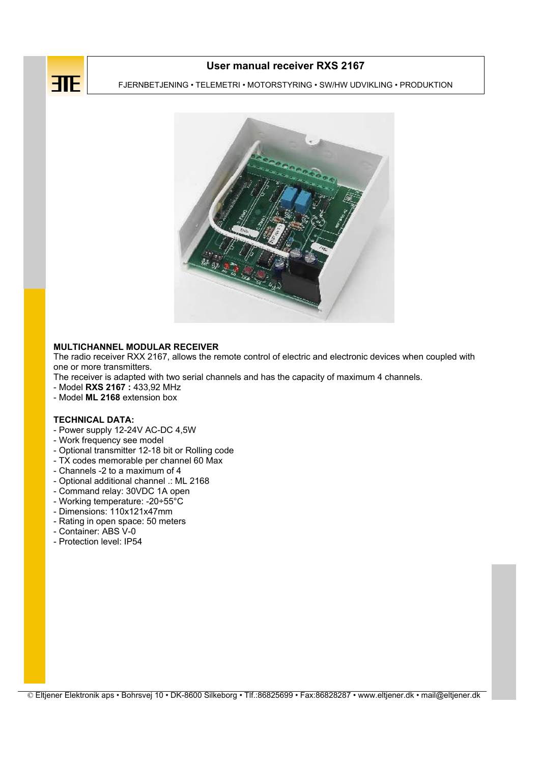# User manual receiver RXS 2167

FJERNBETJENING • TELEMETRI • MOTORSTYRING • SW/HW UDVIKLING • PRODUKTION

## MULTICHANNEL MODULAR RECEIVER

The radio receiver RXX 2167, allows the remote control of electric and electronic devices when coupled with one or more transmitters.
The receiver is adapted with two serial channels and has the capacity of maximum 4 channels.

- Model **RXS 2167 :** 433,92 MHz
- Model **ML 2168** extension box

## TECHNICAL DATA:

- Power supply 12-24V AC-DC 4,5W
- Work frequency see model
- Optional transmitter 12-18 bit or Rolling code
- TX codes memorable per channel 60 Max
- Channels -2 to a maximum of 4
- Optional additional channel .: ML 2168
- Command relay: 30VDC 1A open
- Working temperature: -20÷55°C
- Dimensions: 110x121x47mm
- Rating in open space: 50 meters
- Container: ABS V-0
- Protection level: IP54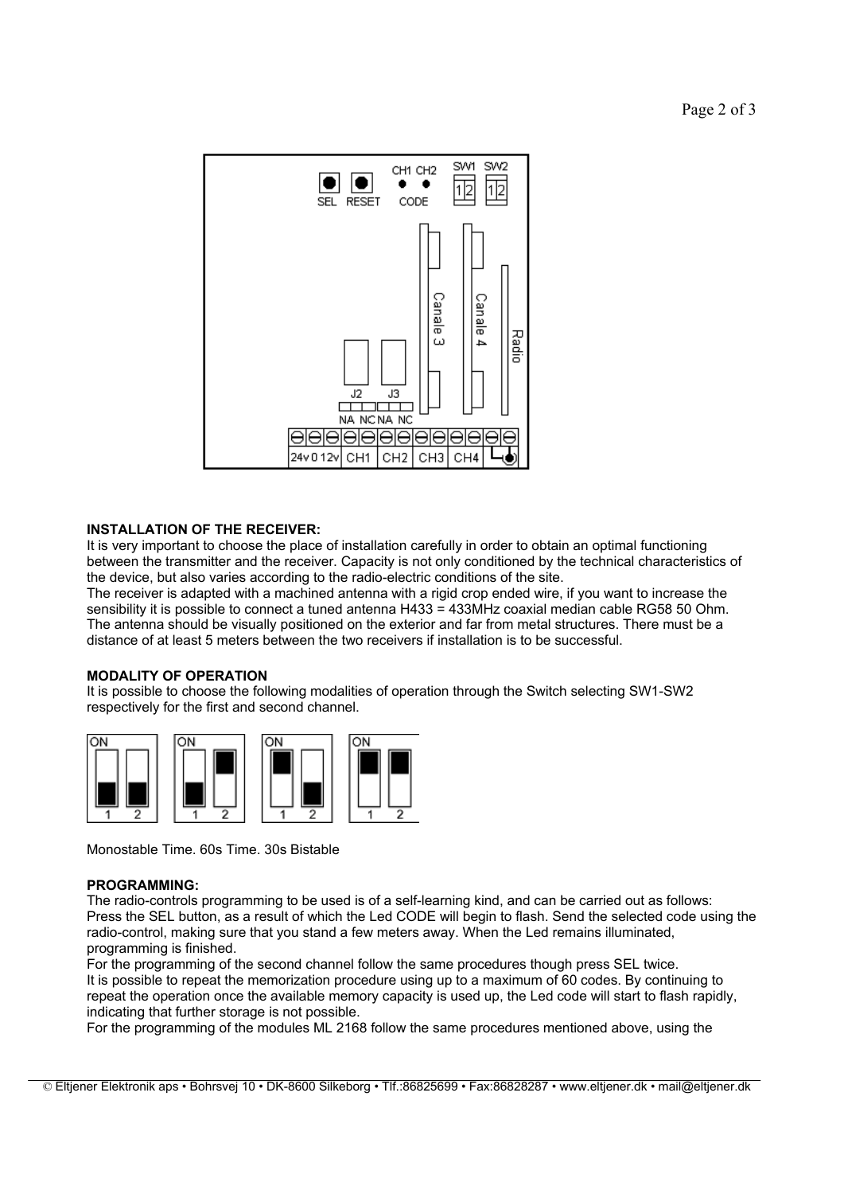**INSTALLATION OF THE RECEIVER:**

It is very important to choose the place of installation carefully in order to obtain an optimal functioning between the transmitter and the receiver. Capacity is not only conditioned by the technical characteristics of the device, but also varies according to the radio-electric conditions of the site.

The receiver is adapted with a machined antenna with a rigid crop ended wire, if you want to increase the sensibility it is possible to connect a tuned antenna H433 = 433MHz coaxial median cable RG58 50 Ohm. The antenna should be visually positioned on the exterior and far from metal structures. There must be a distance of at least 5 meters between the two receivers if installation is to be successful.

**MODALITY OF OPERATION**

It is possible to choose the following modalities of operation through the Switch selecting SW1-SW2 respectively for the first and second channel.

Monostable Time. 60s Time. 30s Bistable

**PROGRAMMING:**

The radio-controls programming to be used is of a self-learning kind, and can be carried out as follows: Press the SEL button, as a result of which the Led CODE will begin to flash. Send the selected code using the radio-control, making sure that you stand a few meters away. When the Led remains illuminated, programming is finished.

For the programming of the second channel follow the same procedures though press SEL twice.

It is possible to repeat the memorization procedure using up to a maximum of 60 codes. By continuing to repeat the operation once the available memory capacity is used up, the Led code will start to flash rapidly, indicating that further storage is not possible.

For the programming of the modules ML 2168 follow the same procedures mentioned above, using the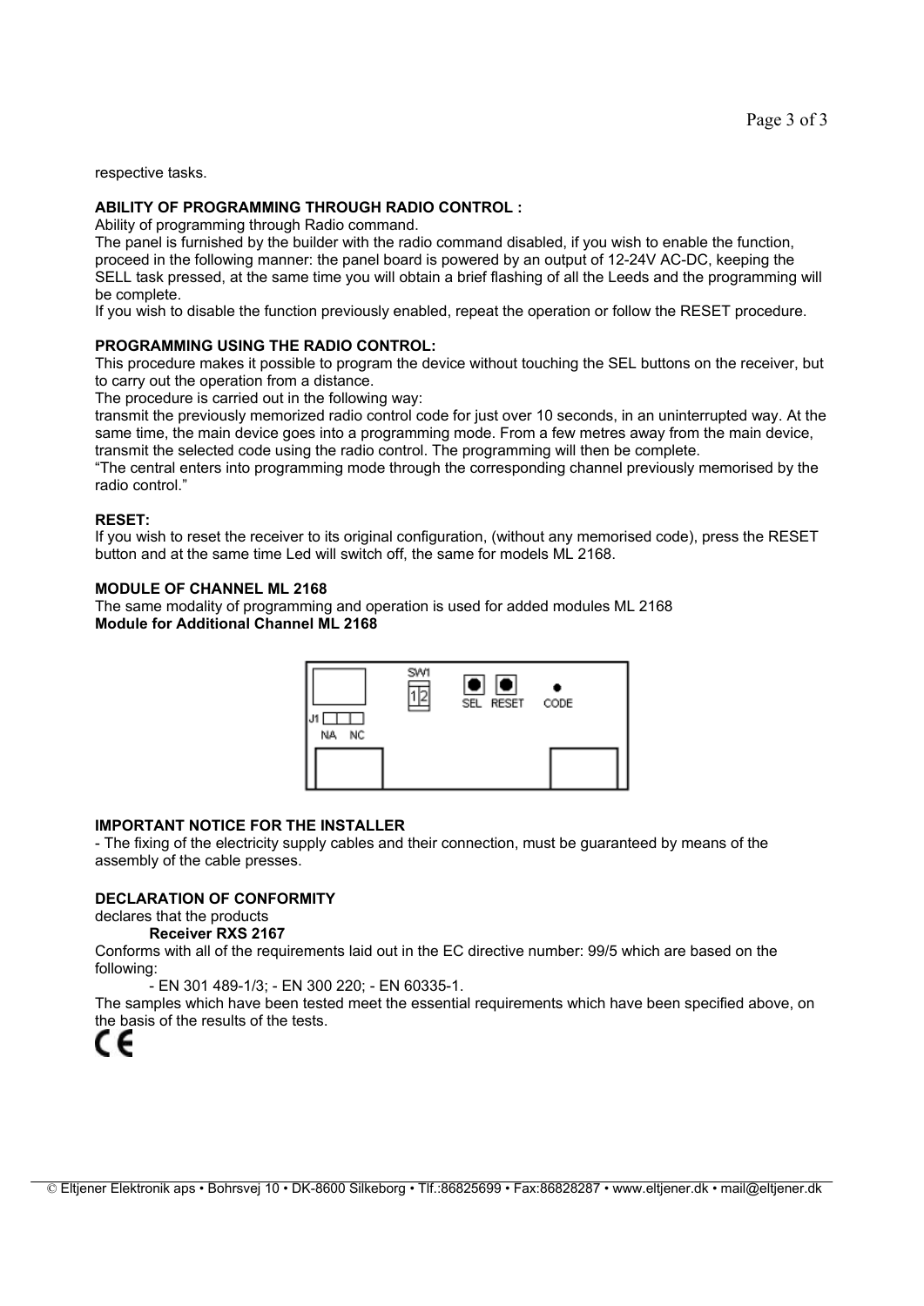respective tasks.

**ABILITY OF PROGRAMMING THROUGH RADIO CONTROL :**

Ability of programming through Radio command.

The panel is furnished by the builder with the radio command disabled, if you wish to enable the function, proceed in the following manner: the panel board is powered by an output of 12-24V AC-DC, keeping the SELL task pressed, at the same time you will obtain a brief flashing of all the Leeds and the programming will be complete.

If you wish to disable the function previously enabled, repeat the operation or follow the RESET procedure.

**PROGRAMMING USING THE RADIO CONTROL:**

This procedure makes it possible to program the device without touching the SEL buttons on the receiver, but to carry out the operation from a distance.

The procedure is carried out in the following way:

transmit the previously memorized radio control code for just over 10 seconds, in an uninterrupted way. At the same time, the main device goes into a programming mode. From a few metres away from the main device, transmit the selected code using the radio control. The programming will then be complete.

“The central enters into programming mode through the corresponding channel previously memorised by the radio control.”

**RESET:**

If you wish to reset the receiver to its original configuration, (without any memorised code), press the RESET button and at the same time Led will switch off, the same for models ML 2168.

**MODULE OF CHANNEL ML 2168**

The same modality of programming and operation is used for added modules ML 2168

**Module for Additional Channel ML 2168**

SW1
1 2
SEL RESET CODE
J1
NA NC

**IMPORTANT NOTICE FOR THE INSTALLER**

- The fixing of the electricity supply cables and their connection, must be guaranteed by means of the assembly of the cable presses.

**DECLARATION OF CONFORMITY**

declares that the products

**Receiver RXS 2167**

Conforms with all of the requirements laid out in the EC directive number: 99/5 which are based on the following:

- EN 301 489-1/3; - EN 300 220; - EN 60335-1.

The samples which have been tested meet the essential requirements which have been specified above, on the basis of the results of the tests.

CE

© Eltjener Elektronik aps • Bohrsvej 10 • DK-8600 Silkeborg • Tlf.:86825699 • Fax:86828287 • www.eltjener.dk • mail@eltjener.dk